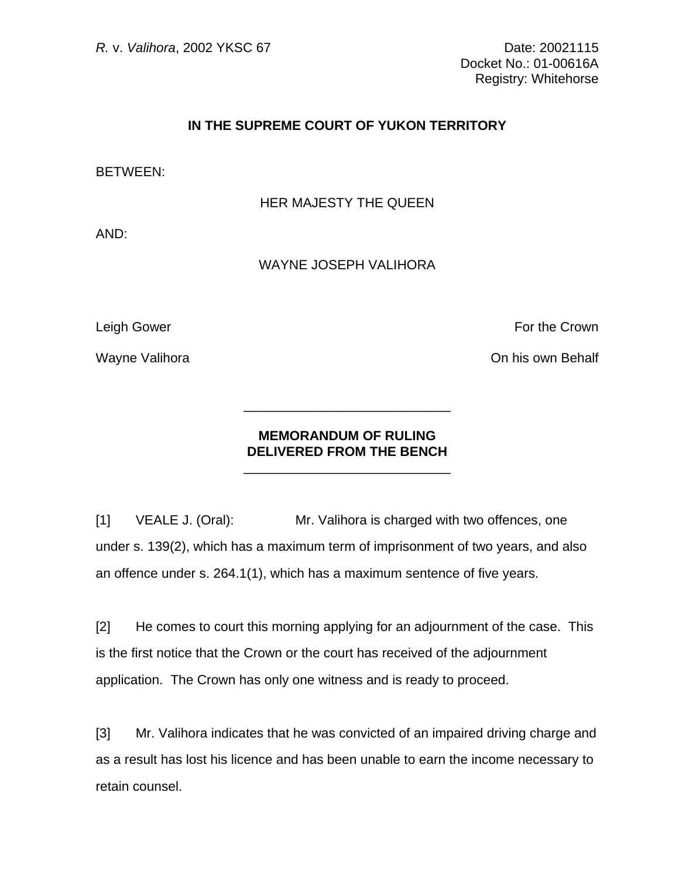*R.* v. *Valihora*, 2002 YKSC 67

Date: 20021115
Docket No.: 01-00616A
Registry: Whitehorse

**IN THE SUPREME COURT OF YUKON TERRITORY**

BETWEEN:

HER MAJESTY THE QUEEN

AND:

WAYNE JOSEPH VALIHORA

Leigh Gower — For the Crown

Wayne Valihora — On his own Behalf

---

**MEMORANDUM OF RULING DELIVERED FROM THE BENCH**

---

[1] VEALE J. (Oral): Mr. Valihora is charged with two offences, one under s. 139(2), which has a maximum term of imprisonment of two years, and also an offence under s. 264.1(1), which has a maximum sentence of five years.

[2] He comes to court this morning applying for an adjournment of the case. This is the first notice that the Crown or the court has received of the adjournment application. The Crown has only one witness and is ready to proceed.

[3] Mr. Valihora indicates that he was convicted of an impaired driving charge and as a result has lost his licence and has been unable to earn the income necessary to retain counsel.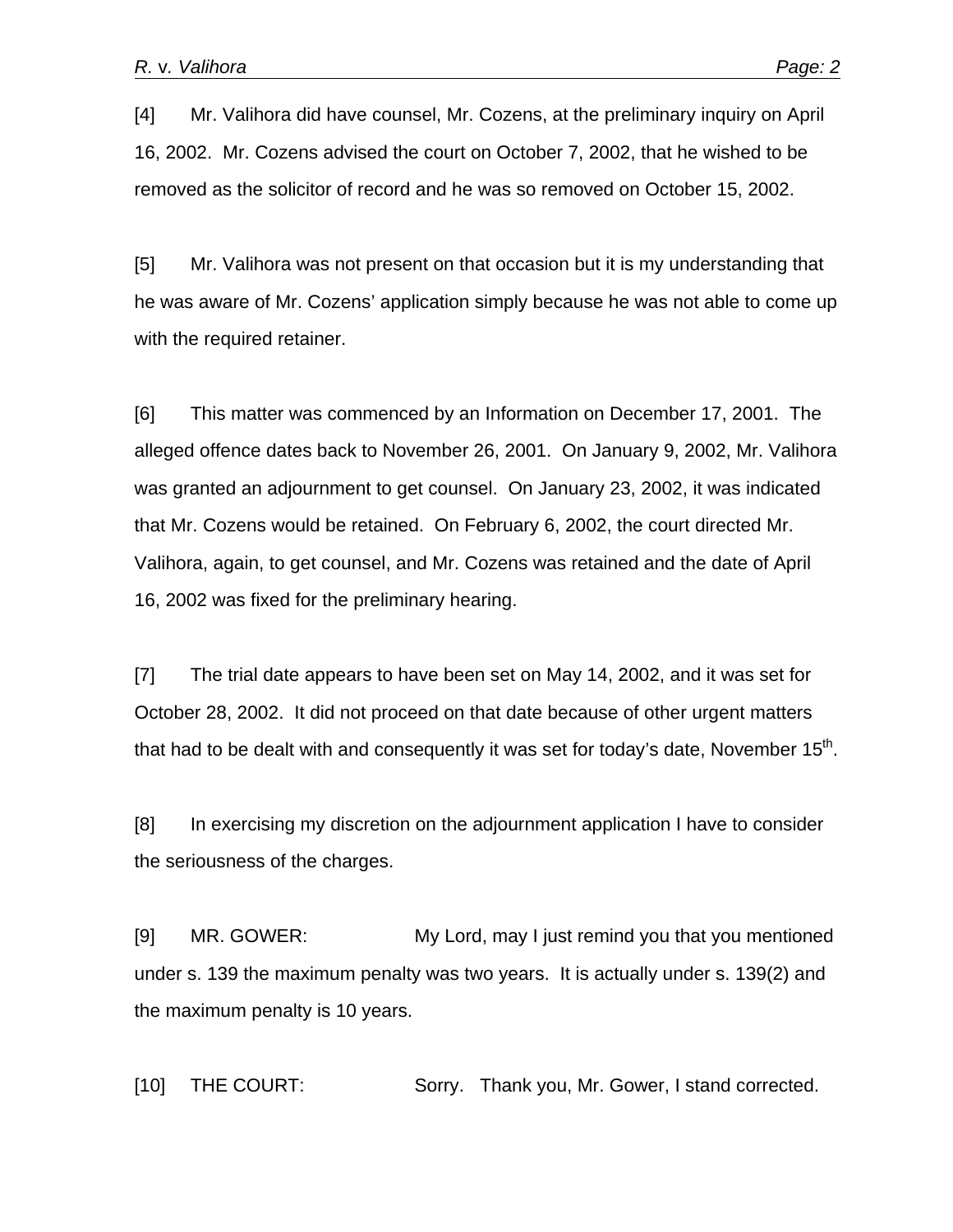[4] Mr. Valihora did have counsel, Mr. Cozens, at the preliminary inquiry on April 16, 2002. Mr. Cozens advised the court on October 7, 2002, that he wished to be removed as the solicitor of record and he was so removed on October 15, 2002.

[5] Mr. Valihora was not present on that occasion but it is my understanding that he was aware of Mr. Cozens' application simply because he was not able to come up with the required retainer.

[6] This matter was commenced by an Information on December 17, 2001. The alleged offence dates back to November 26, 2001. On January 9, 2002, Mr. Valihora was granted an adjournment to get counsel. On January 23, 2002, it was indicated that Mr. Cozens would be retained. On February 6, 2002, the court directed Mr. Valihora, again, to get counsel, and Mr. Cozens was retained and the date of April 16, 2002 was fixed for the preliminary hearing.

[7] The trial date appears to have been set on May 14, 2002, and it was set for October 28, 2002. It did not proceed on that date because of other urgent matters that had to be dealt with and consequently it was set for today's date, November 15th.

[8] In exercising my discretion on the adjournment application I have to consider the seriousness of the charges.

[9] MR. GOWER: My Lord, may I just remind you that you mentioned under s. 139 the maximum penalty was two years. It is actually under s. 139(2) and the maximum penalty is 10 years.

[10] THE COURT: Sorry. Thank you, Mr. Gower, I stand corrected.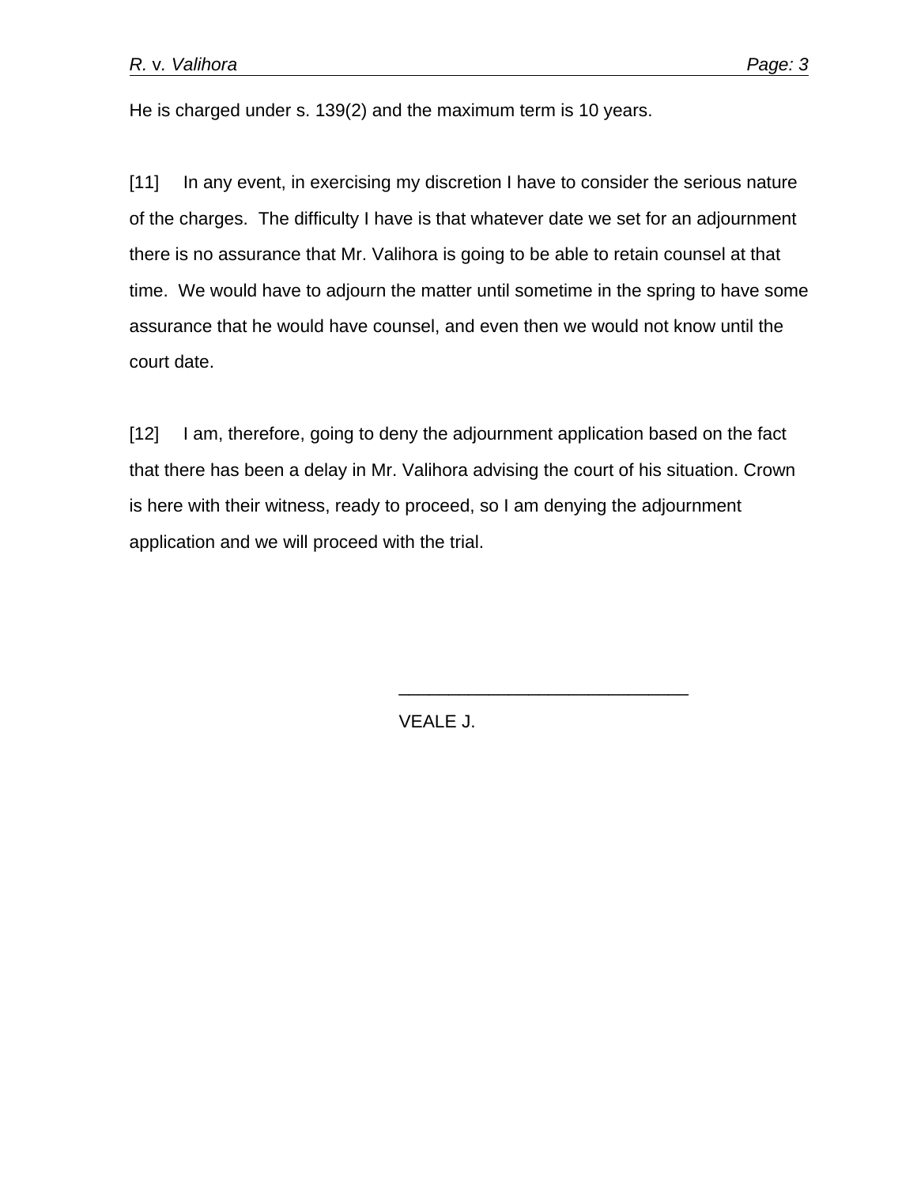He is charged under s. 139(2) and the maximum term is 10 years.

[11] In any event, in exercising my discretion I have to consider the serious nature of the charges. The difficulty I have is that whatever date we set for an adjournment there is no assurance that Mr. Valihora is going to be able to retain counsel at that time. We would have to adjourn the matter until sometime in the spring to have some assurance that he would have counsel, and even then we would not know until the court date.

[12] I am, therefore, going to deny the adjournment application based on the fact that there has been a delay in Mr. Valihora advising the court of his situation. Crown is here with their witness, ready to proceed, so I am denying the adjournment application and we will proceed with the trial.

\_\_\_\_\_\_\_\_\_\_\_\_\_\_\_\_\_\_\_\_\_\_\_\_\_\_\_\_\_\_

VEALE J.